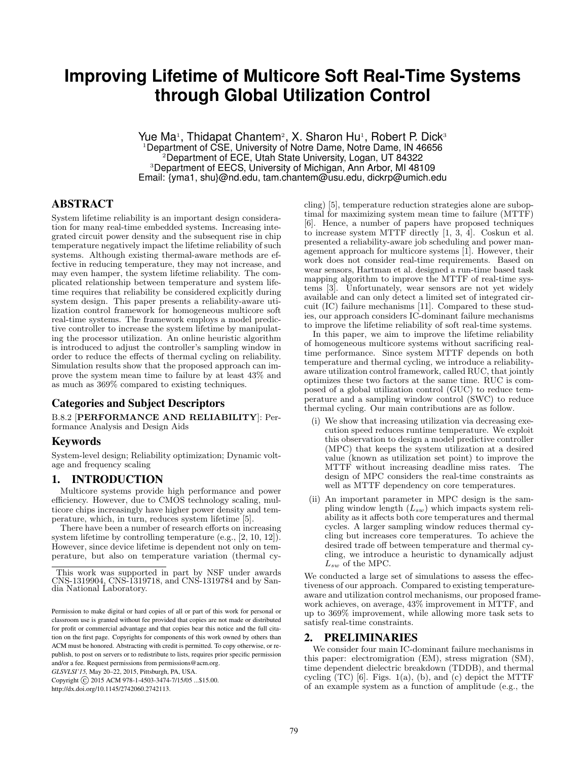# Improving Lifetime of Multicore Soft Real-Time Systems through Global Utilization Control

Yue Ma[1], Thidapat Chantem[2], X. Sharon Hu[1], Robert P. Dick[3]
[1]Department of CSE, University of Notre Dame, Notre Dame, IN 46656
[2]Department of ECE, Utah State University, Logan, UT 84322
[3]Department of EECS, University of Michigan, Ann Arbor, MI 48109
Email: {yma1, shu}@nd.edu, tam.chantem@usu.edu, dickrp@umich.edu

## ABSTRACT

System lifetime reliability is an important design consideration for many real-time embedded systems. Increasing integrated circuit power density and the subsequent rise in chip temperature negatively impact the lifetime reliability of such systems. Although existing thermal-aware methods are effective in reducing temperature, they may not increase, and may even hamper, the system lifetime reliability. The complicated relationship between temperature and system lifetime requires that reliability be considered explicitly during system design. This paper presents a reliability-aware utilization control framework for homogeneous multicore soft real-time systems. The framework employs a model predictive controller to increase the system lifetime by manipulating the processor utilization. An online heuristic algorithm is introduced to adjust the controller's sampling window in order to reduce the effects of thermal cycling on reliability. Simulation results show that the proposed approach can improve the system mean time to failure by at least 43% and as much as 369% compared to existing techniques.

### Categories and Subject Descriptors

B.8.2 [**PERFORMANCE AND RELIABILITY**]: Performance Analysis and Design Aids

### Keywords

System-level design; Reliability optimization; Dynamic voltage and frequency scaling

## 1. INTRODUCTION

Multicore systems provide high performance and power efficiency. However, due to CMOS technology scaling, multicore chips increasingly have higher power density and temperature, which, in turn, reduces system lifetime [5].

There have been a number of research efforts on increasing system lifetime by controlling temperature (e.g., [2, 10, 12]). However, since device lifetime is dependent not only on temperature, but also on temperature variation (thermal cycling) [5], temperature reduction strategies alone are suboptimal for maximizing system mean time to failure (MTTF) [6]. Hence, a number of papers have proposed techniques to increase system MTTF directly [1, 3, 4]. Coskun et al. presented a reliability-aware job scheduling and power management approach for multicore systems [1]. However, their work does not consider real-time requirements. Based on wear sensors, Hartman et al. designed a run-time based task mapping algorithm to improve the MTTF of real-time systems [3]. Unfortunately, wear sensors are not yet widely available and can only detect a limited set of integrated circuit (IC) failure mechanisms [11]. Compared to these studies, our approach considers IC-dominant failure mechanisms to improve the lifetime reliability of soft real-time systems.

In this paper, we aim to improve the lifetime reliability of homogeneous multicore systems without sacrificing real-time performance. Since system MTTF depends on both temperature and thermal cycling, we introduce a reliability-aware utilization control framework, called RUC, that jointly optimizes these two factors at the same time. RUC is composed of a global utilization control (GUC) to reduce temperature and a sampling window control (SWC) to reduce thermal cycling. Our main contributions are as follow.

- (i) We show that increasing utilization via decreasing execution speed reduces runtime temperature. We exploit this observation to design a model predictive controller (MPC) that keeps the system utilization at a desired value (known as utilization set point) to improve the MTTF without increasing deadline miss rates. The design of MPC considers the real-time constraints as well as MTTF dependency on core temperatures.
- (ii) An important parameter in MPC design is the sampling window length ($L_{sw}$) which impacts system reliability as it affects both core temperatures and thermal cycles. A larger sampling window reduces thermal cycling but increases core temperatures. To achieve the desired trade off between temperature and thermal cycling, we introduce a heuristic to dynamically adjust $L_{sw}$ of the MPC.

We conducted a large set of simulations to assess the effectiveness of our approach. Compared to existing temperature-aware and utilization control mechanisms, our proposed framework achieves, on average, 43% improvement in MTTF, and up to 369% improvement, while allowing more task sets to satisfy real-time constraints.

## 2. PRELIMINARIES

We consider four main IC-dominant failure mechanisms in this paper: electromigration (EM), stress migration (SM), time dependent dielectric breakdown (TDDB), and thermal cycling (TC) [6]. Figs. 1(a), (b), and (c) depict the MTTF of an example system as a function of amplitude (e.g., the

---

This work was supported in part by NSF under awards CNS-1319904, CNS-1319718, and CNS-1319784 and by Sandia National Laboratory.

Permission to make digital or hard copies of all or part of this work for personal or classroom use is granted without fee provided that copies are not made or distributed for profit or commercial advantage and that copies bear this notice and the full citation on the first page. Copyrights for components of this work owned by others than ACM must be honored. Abstracting with credit is permitted. To copy otherwise, or republish, to post on servers or to redistribute to lists, requires prior specific permission and/or a fee. Request permissions from permissions@acm.org.
*GLSVLSI'15*, May 20–22, 2015, Pittsburgh, PA, USA.
Copyright © 2015 ACM 978-1-4503-3474-7/15/05 ...$15.00.
http://dx.doi.org/10.1145/2742060.2742113.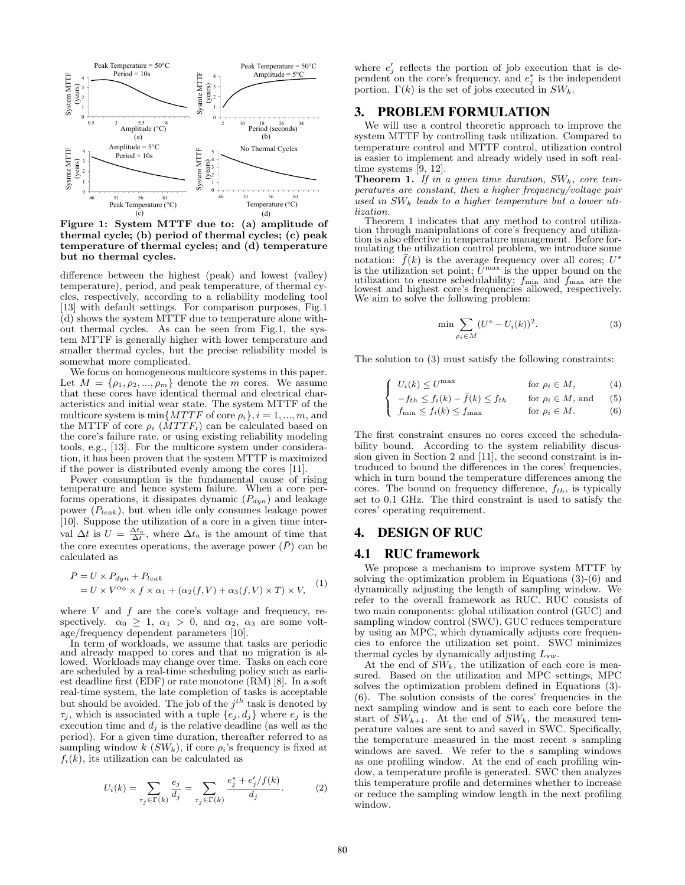Figure 1: System MTTF due to: (a) amplitude of thermal cycle; (b) period of thermal cycles; (c) peak temperature of thermal cycles; and (d) temperature but no thermal cycles.

difference between the highest (peak) and lowest (valley) temperature), period, and peak temperature, of thermal cycles, respectively, according to a reliability modeling tool [13] with default settings. For comparison purposes, Fig.1 (d) shows the system MTTF due to temperature alone without thermal cycles. As can be seen from Fig.1, the system MTTF is generally higher with lower temperature and smaller thermal cycles, but the precise reliability model is somewhat more complicated.

We focus on homogeneous multicore systems in this paper. Let $M = \{\rho_1, \rho_2, ..., \rho_m\}$ denote the $m$ cores. We assume that these cores have identical thermal and electrical characteristics and initial wear state. The system MTTF of the multicore system is $\min\{MTTF \text{ of core } \rho_i\}, i = 1, ..., m$, and the MTTF of core $\rho_i$ ($MTTF_i$) can be calculated based on the core's failure rate, or using existing reliability modeling tools, e.g., [13]. For the multicore system under consideration, it has been proven that the system MTTF is maximized if the power is distributed evenly among the cores [11].

Power consumption is the fundamental cause of rising temperature and hence system failure. When a core performs operations, it dissipates dynamic ($P_{dyn}$) and leakage power ($P_{leak}$), but when idle only consumes leakage power [10]. Suppose the utilization of a core in a given time interval $\Delta t$ is $U = \frac{\Delta t_a}{\Delta t}$, where $\Delta t_a$ is the amount of time that the core executes operations, the average power ($\bar{P}$) can be calculated as

$$\begin{aligned} \bar{P} &= U \times P_{dyn} + P_{leak} \\ &= U \times V^{\alpha_0} \times f \times \alpha_1 + (\alpha_2(f, V) + \alpha_3(f, V) \times T) \times V, \end{aligned} \tag{1}$$

where $V$ and $f$ are the core's voltage and frequency, respectively. $\alpha_0 \geq 1$, $\alpha_1 > 0$, and $\alpha_2$, $\alpha_3$ are some voltage/frequency dependent parameters [10].

In term of workloads, we assume that tasks are periodic and already mapped to cores and that no migration is allowed. Workloads may change over time. Tasks on each core are scheduled by a real-time scheduling policy such as earliest deadline first (EDF) or rate monotone (RM) [8]. In a soft real-time system, the late completion of tasks is acceptable but should be avoided. The job of the $j^{th}$ task is denoted by $\tau_j$, which is associated with a tuple $\{e_j, d_j\}$ where $e_j$ is the execution time and $d_j$ is the relative deadline (as well as the period). For a given time duration, thereafter referred to as sampling window $k$ ($SW_k$), if core $\rho_i$'s frequency is fixed at $f_i(k)$, its utilization can be calculated as

$$U_i(k) = \sum_{\tau_j \in \Gamma(k)} \frac{e_j}{d_j} = \sum_{\tau_j \in \Gamma(k)} \frac{e_j^* + e_j'/f(k)}{d_j}. \tag{2}$$

where $e_j'$ reflects the portion of job execution that is dependent on the core's frequency, and $e_j^*$ is the independent portion. $\Gamma(k)$ is the set of jobs executed in $SW_k$.

# 3. PROBLEM FORMULATION

We will use a control theoretic approach to improve the system MTTF by controlling task utilization. Compared to temperature control and MTTF control, utilization control is easier to implement and already widely used in soft real-time systems [9, 12].

**Theorem 1.** *If in a given time duration, $SW_k$, core temperatures are constant, then a higher frequency/voltage pair used in $SW_k$ leads to a higher temperature but a lower utilization.*

Theorem 1 indicates that any method to control utilization through manipulations of core's frequency and utilization is also effective in temperature management. Before formulating the utilization control problem, we introduce some notation: $\bar{f}(k)$ is the average frequency over all cores; $U^s$ is the utilization set point; $U^{\max}$ is the upper bound on the utilization to ensure schedulability; $f_{\min}$ and $f_{\max}$ are the lowest and highest core's frequencies allowed, respectively. We aim to solve the following problem:

$$\min \sum_{\rho_i \in M} (U^s - U_i(k))^2. \tag{3}$$

The solution to (3) must satisfy the following constraints:

$$\begin{cases} U_i(k) \leq U^{\max} & \text{for } \rho_i \in M, \quad (4) \\ -f_{th} \leq f_i(k) - \bar{f}(k) \leq f_{th} & \text{for } \rho_i \in M, \text{ and} \quad (5) \\ f_{\min} \leq f_i(k) \leq f_{\max} & \text{for } \rho_i \in M. \quad (6) \end{cases}$$

The first constraint ensures no cores exceed the schedulability bound. According to the system reliability discussion given in Section 2 and [11], the second constraint is introduced to bound the differences in the cores' frequencies, which in turn bound the temperature differences among the cores. The bound on frequency difference, $f_{th}$, is typically set to 0.1 GHz. The third constraint is used to satisfy the cores' operating requirement.

# 4. DESIGN OF RUC

## 4.1 RUC framework

We propose a mechanism to improve system MTTF by solving the optimization problem in Equations (3)-(6) and dynamically adjusting the length of sampling window. We refer to the overall framework as RUC. RUC consists of two main components: global utilization control (GUC) and sampling window control (SWC). GUC reduces temperature by using an MPC, which dynamically adjusts core frequencies to enforce the utilization set point. SWC minimizes thermal cycles by dynamically adjusting $L_{sw}$.

At the end of $SW_k$, the utilization of each core is measured. Based on the utilization and MPC settings, MPC solves the optimization problem defined in Equations (3)-(6). The solution consists of the cores' frequencies in the next sampling window and is sent to each core before the start of $SW_{k+1}$. At the end of $SW_k$, the measured temperature values are sent to and saved in SWC. Specifically, the temperature measured in the most recent $s$ sampling windows are saved. We refer to the $s$ sampling windows as one profiling window. At the end of each profiling window, a temperature profile is generated. SWC then analyzes this temperature profile and determines whether to increase or reduce the sampling window length in the next profiling window.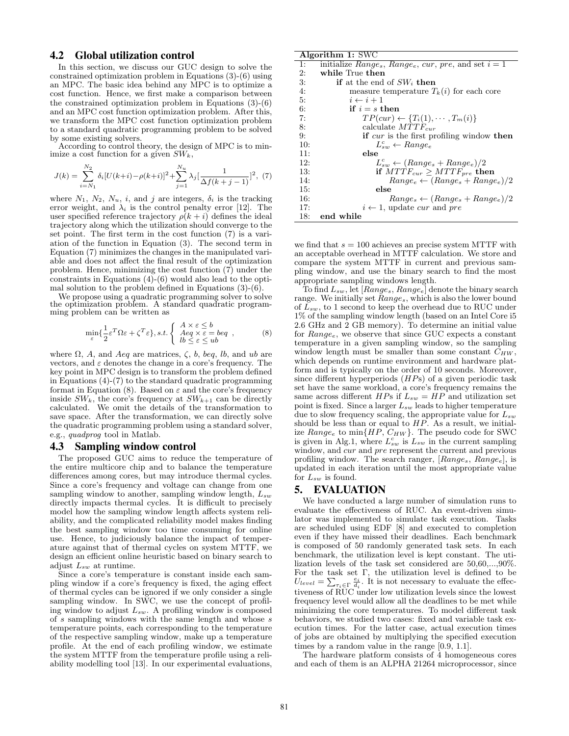## 4.2 Global utilization control

In this section, we discuss our GUC design to solve the constrained optimization problem in Equations (3)-(6) using an MPC. The basic idea behind any MPC is to optimize a cost function. Hence, we first make a comparison between the constrained optimization problem in Equations (3)-(6) and an MPC cost function optimization problem. After this, we transform the MPC cost function optimization problem to a standard quadratic programming problem to be solved by some existing solvers.

According to control theory, the design of MPC is to minimize a cost function for a given $SW_k$,

$$J(k) = \sum_{i=N_1}^{N_2} \delta_i [U(k+i) - \rho(k+i)]^2 + \sum_{j=1}^{N_u} \lambda_j [\frac{1}{\Delta f(k+j-1)}]^2, \quad (7)$$

where $N_1$, $N_2$, $N_u$, $i$, and $j$ are integers, $\delta_i$ is the tracking error weight, and $\lambda_i$ is the control penalty error [12]. The user specified reference trajectory $\rho(k+i)$ defines the ideal trajectory along which the utilization should converge to the set point. The first term in the cost function (7) is a variation of the function in Equation (3). The second term in Equation (7) minimizes the changes in the manipulated variable and does not affect the final result of the optimization problem. Hence, minimizing the cost function (7) under the constraints in Equations (4)-(6) would also lead to the optimal solution to the problem defined in Equations (3)-(6).

We propose using a quadratic programming solver to solve the optimization problem. A standard quadratic programming problem can be written as

$$\min_{\varepsilon}\{\frac{1}{2}\varepsilon^T \Omega \varepsilon + \zeta^T \varepsilon\}, s.t. \left\{ \begin{array}{l} A \times \varepsilon \leq b \\ Aeq \times \varepsilon = beq \\ lb \leq \varepsilon \leq ub \end{array} \right. , \quad (8)$$

where $\Omega$, $A$, and $Aeq$ are matrices, $\zeta$, $b$, $beq$, $lb$, and $ub$ are vectors, and $\varepsilon$ denotes the change in a core's frequency. The key point in MPC design is to transform the problem defined in Equations (4)-(7) to the standard quadratic programming format in Equation (8). Based on $\varepsilon$ and the core's frequency inside $SW_k$, the core's frequency at $SW_{k+1}$ can be directly calculated. We omit the details of the transformation to save space. After the transformation, we can directly solve the quadratic programming problem using a standard solver, e.g., *quadprog* tool in Matlab.

## 4.3 Sampling window control

The proposed GUC aims to reduce the temperature of the entire multicore chip and to balance the temperature differences among cores, but may introduce thermal cycles. Since a core's frequency and voltage can change from one sampling window to another, sampling window length, $L_{sw}$ directly impacts thermal cycles. It is difficult to precisely model how the sampling window length affects system reliability, and the complicated reliability model makes finding the best sampling window too time consuming for online use. Hence, to judiciously balance the impact of temperature against that of thermal cycles on system MTTF, we design an efficient online heuristic based on binary search to adjust $L_{sw}$ at runtime.

Since a core's temperature is constant inside each sampling window if a core's frequency is fixed, the aging effect of thermal cycles can be ignored if we only consider a single sampling window. In SWC, we use the concept of profiling window to adjust $L_{sw}$. A profiling window is composed of $s$ sampling windows with the same length and whose $s$ temperature points, each corresponding to the temperature of the respective sampling window, make up a temperature profile. At the end of each profiling window, we estimate the system MTTF from the temperature profile using a reliability modelling tool [13]. In our experimental evaluations,

**Algorithm 1:** SWC

```
1:  initialize Range_s, Range_e, cur, pre, and set i = 1
2:  while True then
3:      if at the end of SW_i then
4:          measure temperature T_k(i) for each core
5:          i ← i + 1
6:          if i = s then
7:              TP(cur) ← {T_i(1), ··· , T_m(i)}
8:              calculate MTTF_cur
9:              if cur is the first profiling window then
10:                 L^c_sw ← Range_e
11:             else
12:                 L^c_sw ← (Range_s + Range_e)/2
13:                 if MTTF_cur ≥ MTTF_pre then
14:                     Range_e ← (Range_s + Range_e)/2
15:                 else
16:                     Range_s ← (Range_s + Range_e)/2
17:             i ← 1, update cur and pre
18: end while
```

we find that $s = 100$ achieves an precise system MTTF with an acceptable overhead in MTTF calculation. We store and compare the system MTTF in current and previous sampling window, and use the binary search to find the most appropriate sampling windows length.

To find $L_{sw}$, let $[Range_s, Range_e]$ denote the binary search range. We initially set $Range_s$, which is also the lower bound of $L_{sw}$, to 1 second to keep the overhead due to RUC under 1% of the sampling window length (based on an Intel Core i5 2.6 GHz and 2 GB memory). To determine an initial value for $Range_e$, we observe that since GUC expects a constant temperature in a given sampling window, so the sampling window length must be smaller than some constant $C_{HW}$, which depends on runtime environment and hardware platform and is typically on the order of 10 seconds. Moreover, since different hyperperiods ($HP$s) of a given periodic task set have the same workload, a core's frequency remains the same across different $HP$s if $L_{sw} = HP$ and utilization set point is fixed. Since a larger $L_{sw}$ leads to higher temperature due to slow frequency scaling, the appropriate value for $L_{sw}$ should be less than or equal to $HP$. As a result, we initialize $Range_e$ to $\min\{HP, C_{HW}\}$. The pseudo code for SWC is given in Alg.1, where $L^c_{sw}$ is $L_{sw}$ in the current sampling window, and $cur$ and $pre$ represent the current and previous profiling window. The search ranger, $[Range_s, Range_e]$, is updated in each iteration until the most appropriate value for $L_{sw}$ is found.

# 5. EVALUATION

We have conducted a large number of simulation runs to evaluate the effectiveness of RUC. An event-driven simulator was implemented to simulate task execution. Tasks are scheduled using EDF [8] and executed to completion even if they have missed their deadlines. Each benchmark is composed of 50 randomly generated task sets. In each benchmark, the utilization level is kept constant. The utilization levels of the task set considered are 50,60,...,90%. For the task set $\Gamma$, the utilization level is defined to be $U_{level} = \sum_{\tau_i \in \Gamma} \frac{e_i}{d_i}$. It is not necessary to evaluate the effectiveness of RUC under low utilization levels since the lowest frequency level would allow all the deadlines to be met while minimizing the core temperatures. To model different task behaviors, we studied two cases: fixed and variable task execution times. For the latter case, actual execution times of jobs are obtained by multiplying the specified execution times by a random value in the range [0.9, 1.1].

The hardware platform consists of 4 homogeneous cores and each of them is an ALPHA 21264 microprocessor, since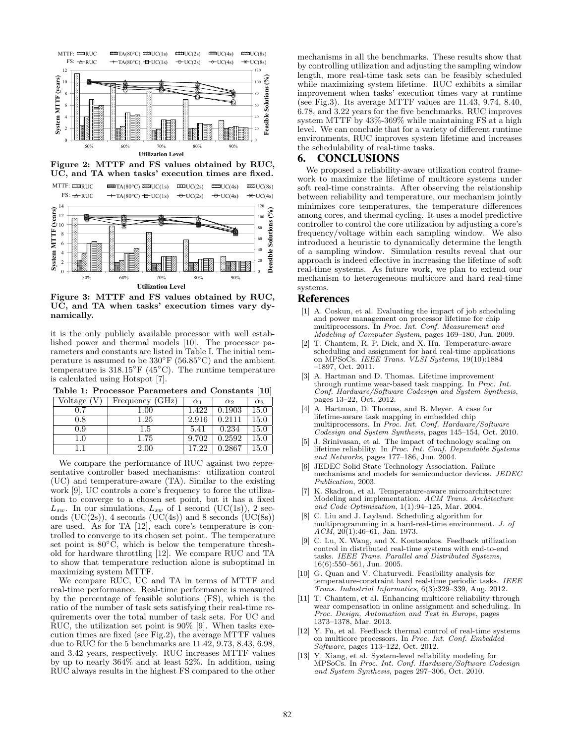MTF: RUC TA(80°C) UC(1s) UC(2s) UC(4s) UC(8s)

FS: RUC TA(80°C) UC(1s) UC(2s) UC(4s) UC(8s)

System MTTF (years)

Feasible Solutions (%)

12
10
8
6
4
2
0

120
100
80
60
40
20
0

50% 60% 70% 80% 90%

Utilization Level

**Figure 2: MTTF and FS values obtained by RUC, UC, and TA when tasks' execution times are fixed.**

MTF: RUC TA(80°C) UC(1s) UC(2s) UC(4s) UC(8s)

FS: RUC TA(80°C) UC(1s) UC(2s) UC(4s) UC(4s)

System MTTF (years)

Feasible Solutions (%)

14
12
10
8
6
4
2
0

120
100
80
60
40
20
0

50% 60% 70% 80% 90%

Utilization Level

**Figure 3: MTTF and FS values obtained by RUC, UC, and TA when tasks' execution times vary dynamically.**

it is the only publicly available processor with well established power and thermal models [10]. The processor parameters and constants are listed in Table I. The initial temperature is assumed to be 330°F (56.85°C) and the ambient temperature is 318.15°F (45°C). The runtime temperature is calculated using Hotspot [7].

**Table 1: Processor Parameters and Constants [10]**

| Voltage (V) | Frequency (GHz) | $\alpha_1$ | $\alpha_2$ | $\alpha_3$ |
|---|---|---|---|---|
| 0.7 | 1.00 | 1.422 | 0.1903 | 15.0 |
| 0.8 | 1.25 | 2.916 | 0.2111 | 15.0 |
| 0.9 | 1.5 | 5.41 | 0.234 | 15.0 |
| 1.0 | 1.75 | 9.702 | 0.2592 | 15.0 |
| 1.1 | 2.00 | 17.22 | 0.2867 | 15.0 |

We compare the performance of RUC against two representative controller based mechanisms: utilization control (UC) and temperature-aware (TA). Similar to the existing work [9], UC controls a core's frequency to force the utilization to converge to a chosen set point, but it has a fixed $L_{sw}$. In our simulations, $L_{sw}$ of 1 second (UC(1s)), 2 seconds (UC(2s)), 4 seconds (UC(4s)) and 8 seconds (UC(8s)) are used. As for TA [12], each core's temperature is controlled to converge to its chosen set point. The temperature set point is 80°C, which is below the temperature threshold for hardware throttling [12]. We compare RUC and TA to show that temperature reduction alone is suboptimal in maximizing system MTTF.

We compare RUC, UC and TA in terms of MTTF and real-time performance. Real-time performance is measured by the percentage of feasible solutions (FS), which is the ratio of the number of task sets satisfying their real-time requirements over the total number of task sets. For UC and RUC, the utilization set point is 90% [9]. When tasks execution times are fixed (see Fig.2), the average MTTF values due to RUC for the 5 benchmarks are 11.42, 9.73, 8.43, 6.98, and 3.42 years, respectively. RUC increases MTTF values by up to nearly 364% and at least 52%. In addition, using RUC always results in the highest FS compared to the other mechanisms in all the benchmarks. These results show that by controlling utilization and adjusting the sampling window length, more real-time task sets can be feasibly scheduled while maximizing system lifetime. RUC exhibits a similar improvement when tasks' execution times vary at runtime (see Fig.3). Its average MTTF values are 11.43, 9.74, 8.40, 6.78, and 3.22 years for the five benchmarks. RUC improves system MTTF by 43%-369% while maintaining FS at a high level. We can conclude that for a variety of different runtime environments, RUC improves system lifetime and increases the schedulability of real-time tasks.

# 6. CONCLUSIONS

We proposed a reliability-aware utilization control framework to maximize the lifetime of multicore systems under soft real-time constraints. After observing the relationship between reliability and temperature, our mechanism jointly minimizes core temperatures, the temperature differences among cores, and thermal cycling. It uses a model predictive controller to control the core utilization by adjusting a core's frequency/voltage within each sampling window. We also introduced a heuristic to dynamically determine the length of a sampling window. Simulation results reveal that our approach is indeed effective in increasing the lifetime of soft real-time systems. As future work, we plan to extend our mechanism to heterogeneous multicore and hard real-time systems.

# References

[1] A. Coskun, et al. Evaluating the impact of job scheduling and power management on processor lifetime for chip multiprocessors. In *Proc. Int. Conf. Measurement and Modeling of Computer System*, pages 169–180, Jun. 2009.

[2] T. Chantem, R. P. Dick, and X. Hu. Temperature-aware scheduling and assignment for hard real-time applications on MPSoCs. *IEEE Trans. VLSI Systems*, 19(10):1884–1897, Oct. 2011.

[3] A. Hartman and D. Thomas. Lifetime improvement through runtime wear-based task mapping. In *Proc. Int. Conf. Hardware/Software Codesign and System Synthesis*, pages 13–22, Oct. 2012.

[4] A. Hartman, D. Thomas, and B. Meyer. A case for lifetime-aware task mapping in embedded chip multiprocessors. In *Proc. Int. Conf. Hardware/Software Codesign and System Synthesis*, pages 145–154, Oct. 2010.

[5] J. Srinivasan, et al. The impact of technology scaling on lifetime reliability. In *Proc. Int. Conf. Dependable Systems and Networks*, pages 177–186, Jun. 2004.

[6] JEDEC Solid State Technology Association. Failure mechanisms and models for semiconductor devices. *JEDEC Publication*, 2003.

[7] K. Skadron, et al. Temperature-aware microarchitecture: Modeling and implementation. *ACM Trans. Architecture and Code Optimization*, 1(1):94–125, Mar. 2004.

[8] C. Liu and J. Layland. Scheduling algorithm for multiprogramming in a hard-real-time environment. *J. of ACM*, 20(1):46–61, Jan. 1973.

[9] C. Lu, X. Wang, and X. Koutsoukos. Feedback utilization control in distributed real-time systems with end-to-end tasks. *IEEE Trans. Parallel and Distributed Systems*, 16(6):550–561, Jun. 2005.

[10] G. Quan and V. Chaturvedi. Feasibility analysis for temperature-constraint hard real-time periodic tasks. *IEEE Trans. Industrial Informatics*, 6(3):329–339, Aug. 2012.

[11] T. Chantem, et al. Enhancing multicore reliability through wear compensation in online assignment and scheduling. In *Proc. Design, Automation and Test in Europe*, pages 1373–1378, Mar. 2013.

[12] Y. Fu, et al. Feedback thermal control of real-time systems on multicore processors. In *Proc. Int. Conf. Embedded Software*, pages 113–122, Oct. 2012.

[13] Y. Xiang, et al. System-level reliability modeling for MPSoCs. In *Proc. Int. Conf. Hardware/Software Codesign and System Synthesis*, pages 297–306, Oct. 2010.